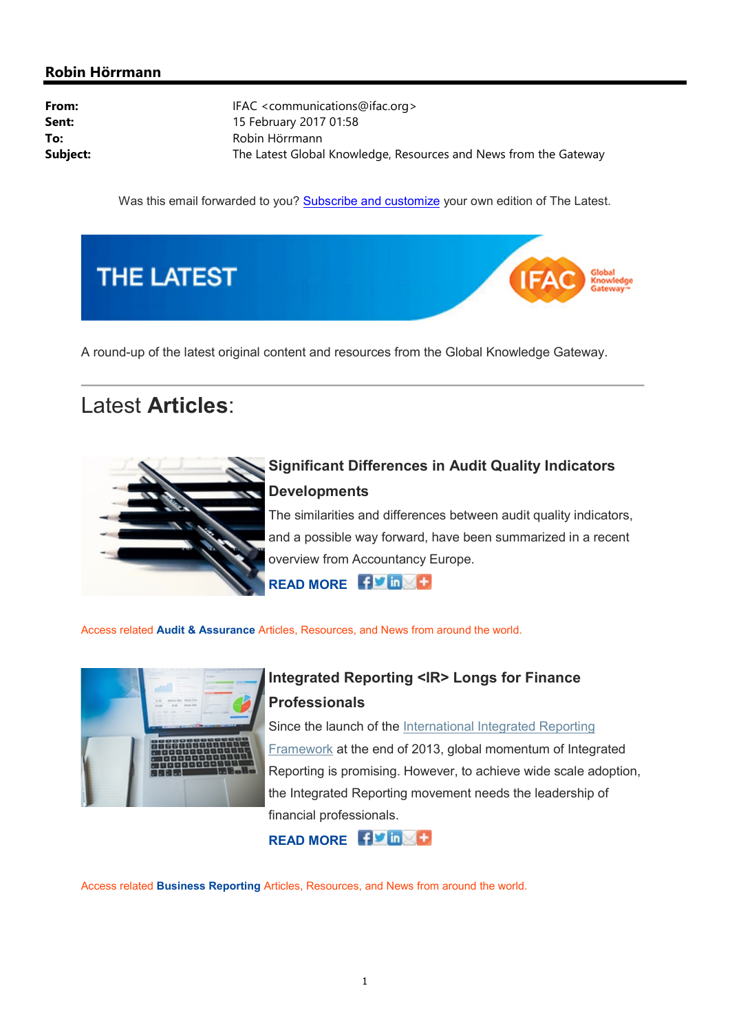**Robin Hörrmann**

| | |
|---|---|
| **From:** | IFAC <communications@ifac.org> |
| **Sent:** | 15 February 2017 01:58 |
| **To:** | Robin Hörrmann |
| **Subject:** | The Latest Global Knowledge, Resources and News from the Gateway |

Was this email forwarded to you? Subscribe and customize your own edition of The Latest.

THE LATEST

IFAC Global Knowledge Gateway™

A round-up of the latest original content and resources from the Global Knowledge Gateway.

---

# Latest **Articles**:

### Significant Differences in Audit Quality Indicators Developments

The similarities and differences between audit quality indicators, and a possible way forward, have been summarized in a recent overview from Accountancy Europe.

**READ MORE**

Access related **Audit & Assurance** Articles, Resources, and News from around the world.

### Integrated Reporting <IR> Longs for Finance Professionals

Since the launch of the International Integrated Reporting Framework at the end of 2013, global momentum of Integrated Reporting is promising. However, to achieve wide scale adoption, the Integrated Reporting movement needs the leadership of financial professionals.

**READ MORE**

Access related **Business Reporting** Articles, Resources, and News from around the world.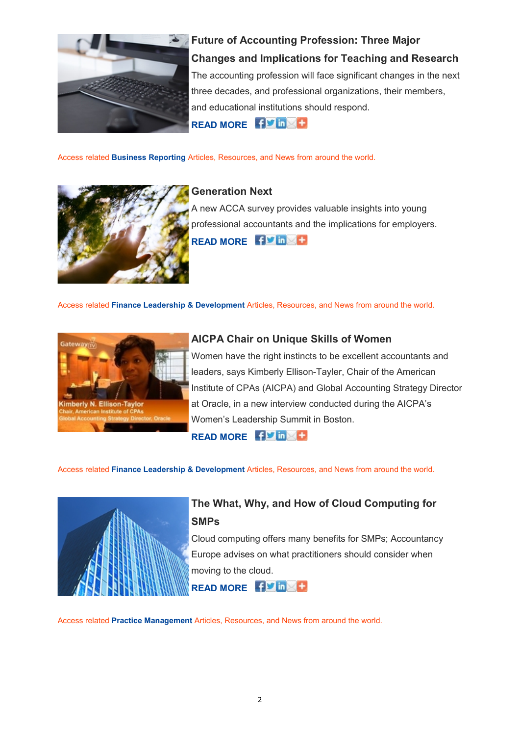### Future of Accounting Profession: Three Major Changes and Implications for Teaching and Research

The accounting profession will face significant changes in the next three decades, and professional organizations, their members, and educational institutions should respond.

**READ MORE**

Access related **Business Reporting** Articles, Resources, and News from around the world.

### Generation Next

A new ACCA survey provides valuable insights into young professional accountants and the implications for employers.

**READ MORE**

Access related **Finance Leadership & Development** Articles, Resources, and News from around the world.

### AICPA Chair on Unique Skills of Women

Women have the right instincts to be excellent accountants and leaders, says Kimberly Ellison-Tayler, Chair of the American Institute of CPAs (AICPA) and Global Accounting Strategy Director at Oracle, in a new interview conducted during the AICPA's Women's Leadership Summit in Boston.

**READ MORE**

Access related **Finance Leadership & Development** Articles, Resources, and News from around the world.

### The What, Why, and How of Cloud Computing for SMPs

Cloud computing offers many benefits for SMPs; Accountancy Europe advises on what practitioners should consider when moving to the cloud.

**READ MORE**

Access related **Practice Management** Articles, Resources, and News from around the world.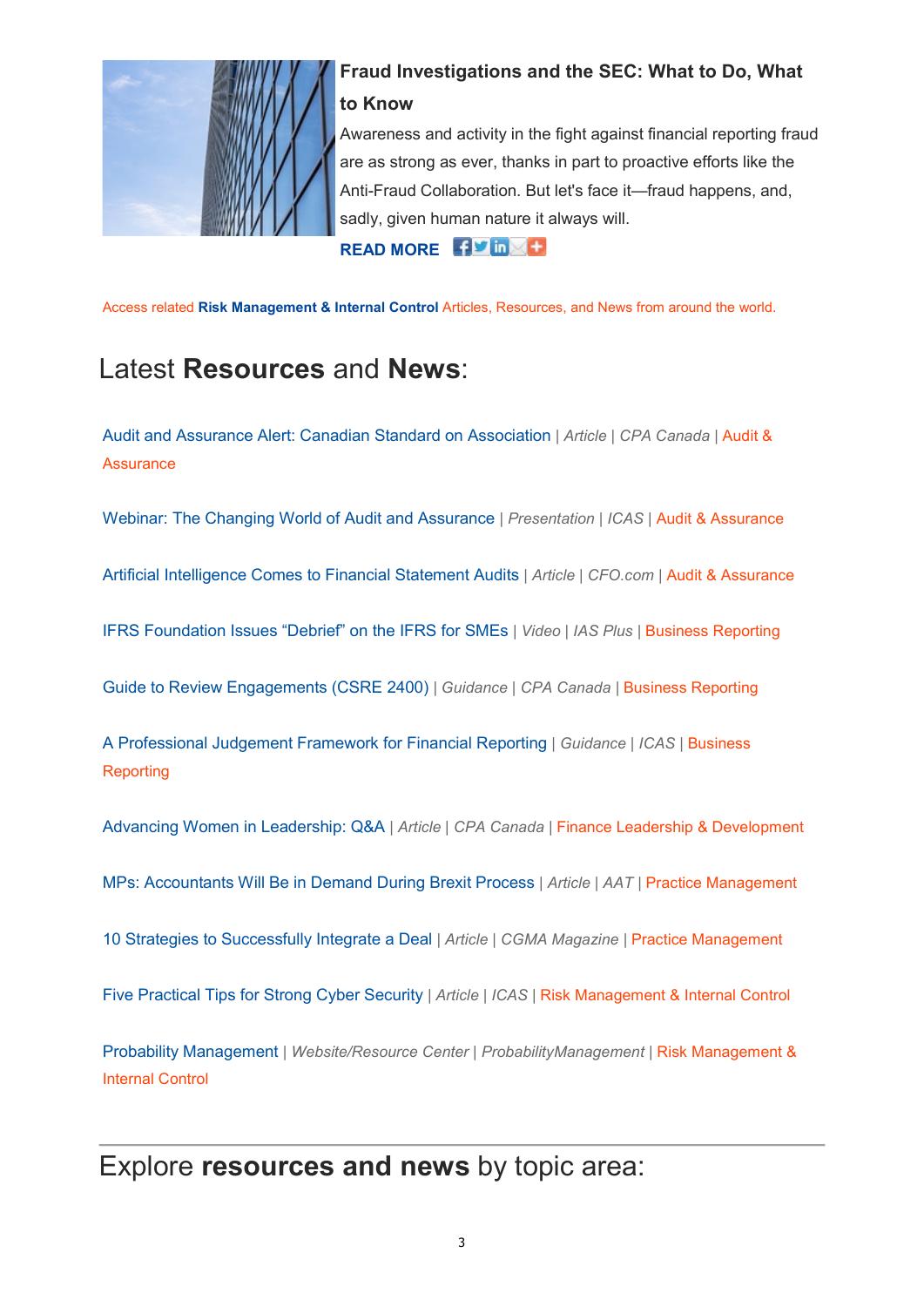### Fraud Investigations and the SEC: What to Do, What to Know

Awareness and activity in the fight against financial reporting fraud are as strong as ever, thanks in part to proactive efforts like the Anti-Fraud Collaboration. But let's face it—fraud happens, and, sadly, given human nature it always will.

**READ MORE**

Access related **Risk Management & Internal Control** Articles, Resources, and News from around the world.

## Latest **Resources** and **News**:

Audit and Assurance Alert: Canadian Standard on Association | *Article* | *CPA Canada* | Audit & Assurance

Webinar: The Changing World of Audit and Assurance | *Presentation* | *ICAS* | Audit & Assurance

Artificial Intelligence Comes to Financial Statement Audits | *Article* | *CFO.com* | Audit & Assurance

IFRS Foundation Issues "Debrief" on the IFRS for SMEs | *Video* | *IAS Plus* | Business Reporting

Guide to Review Engagements (CSRE 2400) | *Guidance* | *CPA Canada* | Business Reporting

A Professional Judgement Framework for Financial Reporting | *Guidance* | *ICAS* | Business Reporting

Advancing Women in Leadership: Q&A | *Article* | *CPA Canada* | Finance Leadership & Development

MPs: Accountants Will Be in Demand During Brexit Process | *Article* | *AAT* | Practice Management

10 Strategies to Successfully Integrate a Deal | *Article* | *CGMA Magazine* | Practice Management

Five Practical Tips for Strong Cyber Security | *Article* | *ICAS* | Risk Management & Internal Control

Probability Management | *Website/Resource Center* | *ProbabilityManagement* | Risk Management & Internal Control

---

## Explore **resources and news** by topic area: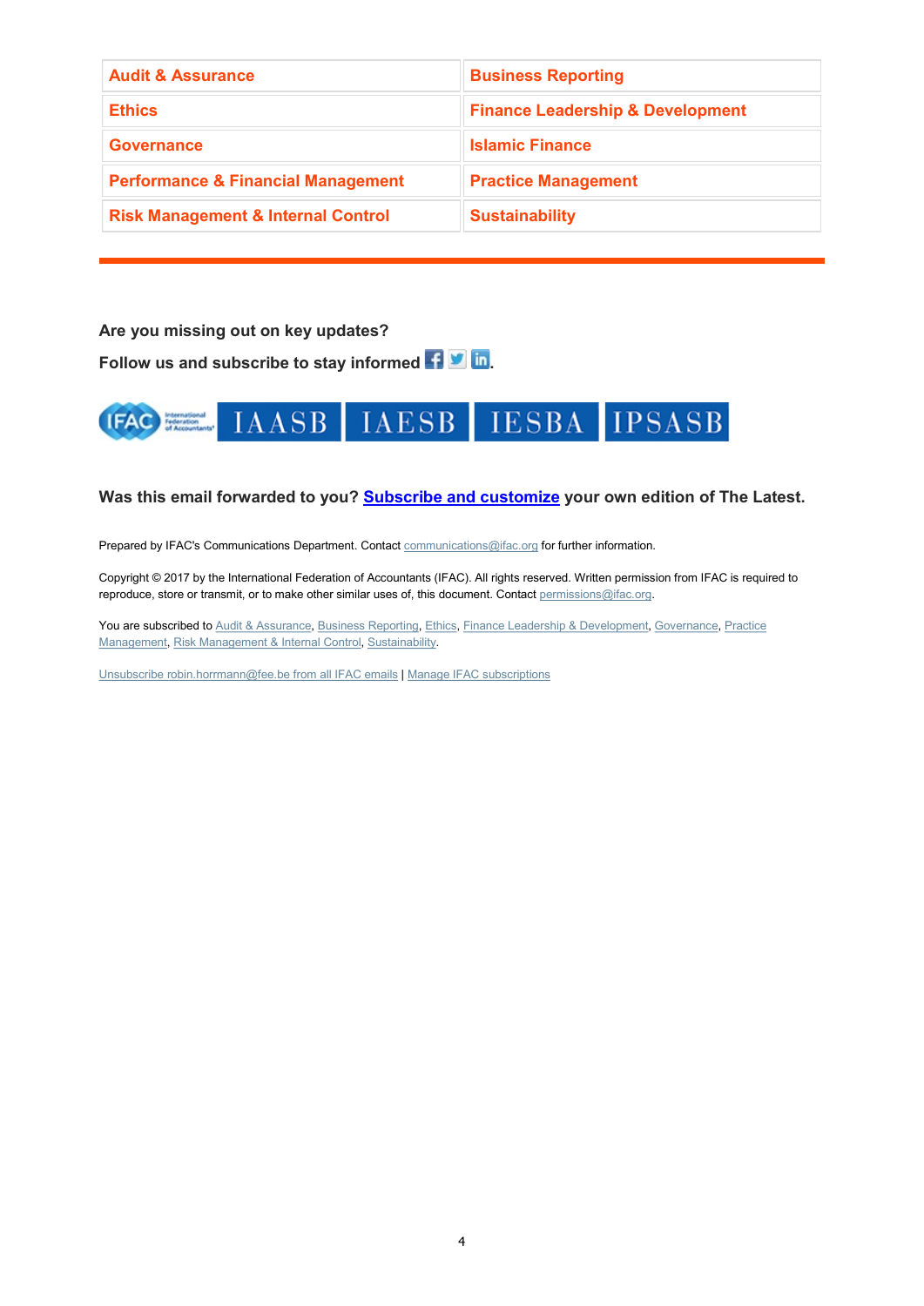| | |
|---|---|
| **Audit & Assurance** | **Business Reporting** |
| **Ethics** | **Finance Leadership & Development** |
| **Governance** | **Islamic Finance** |
| **Performance & Financial Management** | **Practice Management** |
| **Risk Management & Internal Control** | **Sustainability** |

**Are you missing out on key updates?**

**Follow us and subscribe to stay informed** .

IFAC International Federation of Accountants | IAASB | IAESB | IESBA | IPSASB

**Was this email forwarded to you? [Subscribe and customize] your own edition of The Latest.**

Prepared by IFAC's Communications Department. Contact communications@ifac.org for further information.

Copyright © 2017 by the International Federation of Accountants (IFAC). All rights reserved. Written permission from IFAC is required to reproduce, store or transmit, or to make other similar uses of, this document. Contact permissions@ifac.org.

You are subscribed to Audit & Assurance, Business Reporting, Ethics, Finance Leadership & Development, Governance, Practice Management, Risk Management & Internal Control, Sustainability.

Unsubscribe robin.horrmann@fee.be from all IFAC emails | Manage IFAC subscriptions